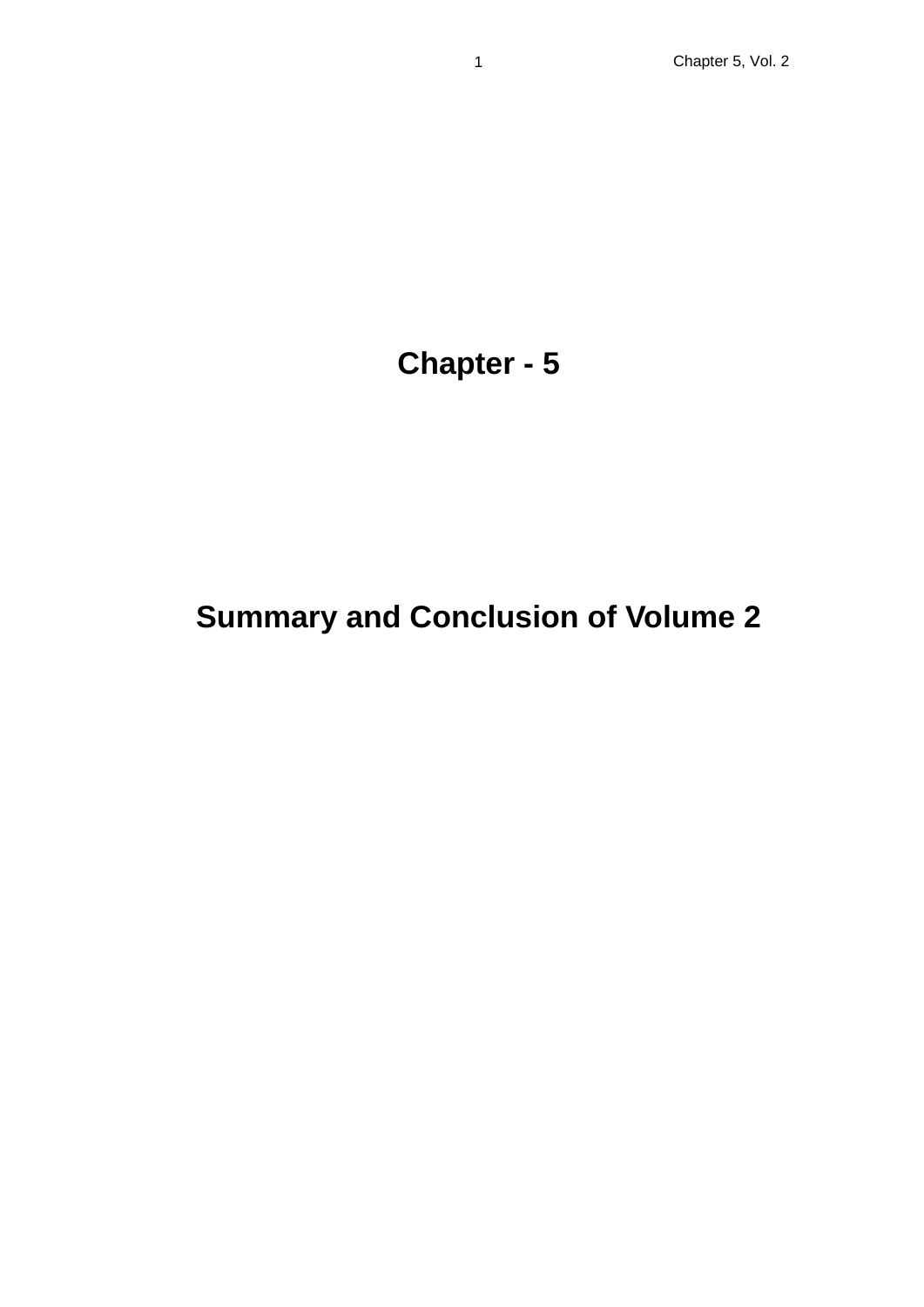# Chapter - 5

# Summary and Conclusion of Volume 2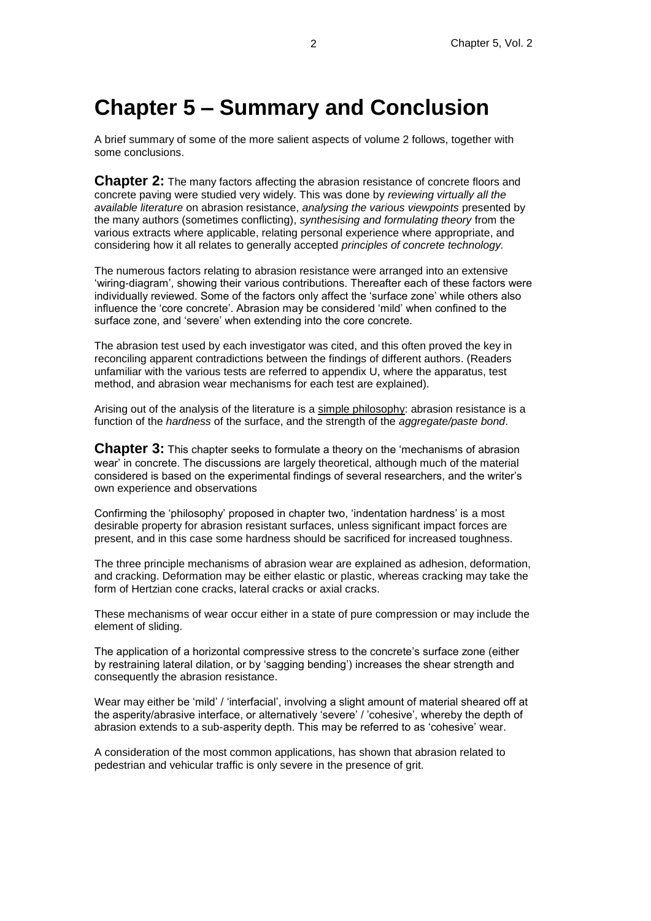# Chapter 5 – Summary and Conclusion

A brief summary of some of the more salient aspects of volume 2 follows, together with some conclusions.

**Chapter 2:** The many factors affecting the abrasion resistance of concrete floors and concrete paving were studied very widely. This was done by *reviewing virtually all the available literature* on abrasion resistance, *analysing the various viewpoints* presented by the many authors (sometimes conflicting), *synthesising and formulating theory* from the various extracts where applicable, relating personal experience where appropriate, and considering how it all relates to generally accepted *principles of concrete technology.*

The numerous factors relating to abrasion resistance were arranged into an extensive 'wiring-diagram', showing their various contributions. Thereafter each of these factors were individually reviewed. Some of the factors only affect the 'surface zone' while others also influence the 'core concrete'. Abrasion may be considered 'mild' when confined to the surface zone, and 'severe' when extending into the core concrete.

The abrasion test used by each investigator was cited, and this often proved the key in reconciling apparent contradictions between the findings of different authors. (Readers unfamiliar with the various tests are referred to appendix U, where the apparatus, test method, and abrasion wear mechanisms for each test are explained).

Arising out of the analysis of the literature is a <u>simple philosophy</u>: abrasion resistance is a function of the *hardness* of the surface, and the strength of the *aggregate/paste bond*.

**Chapter 3:** This chapter seeks to formulate a theory on the 'mechanisms of abrasion wear' in concrete. The discussions are largely theoretical, although much of the material considered is based on the experimental findings of several researchers, and the writer's own experience and observations

Confirming the 'philosophy' proposed in chapter two, 'indentation hardness' is a most desirable property for abrasion resistant surfaces, unless significant impact forces are present, and in this case some hardness should be sacrificed for increased toughness.

The three principle mechanisms of abrasion wear are explained as adhesion, deformation, and cracking. Deformation may be either elastic or plastic, whereas cracking may take the form of Hertzian cone cracks, lateral cracks or axial cracks.

These mechanisms of wear occur either in a state of pure compression or may include the element of sliding.

The application of a horizontal compressive stress to the concrete's surface zone (either by restraining lateral dilation, or by 'sagging bending') increases the shear strength and consequently the abrasion resistance.

Wear may either be 'mild' / 'interfacial', involving a slight amount of material sheared off at the asperity/abrasive interface, or alternatively 'severe' / 'cohesive', whereby the depth of abrasion extends to a sub-asperity depth. This may be referred to as 'cohesive' wear.

A consideration of the most common applications, has shown that abrasion related to pedestrian and vehicular traffic is only severe in the presence of grit.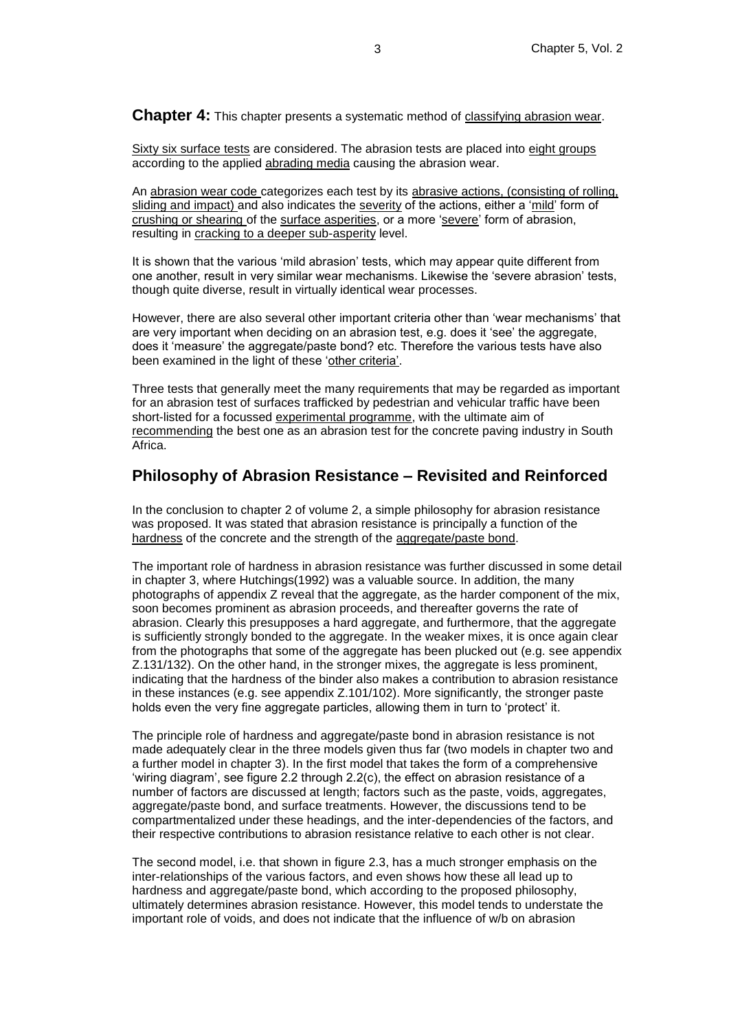**Chapter 4:** This chapter presents a systematic method of classifying abrasion wear.

Sixty six surface tests are considered. The abrasion tests are placed into eight groups according to the applied abrading media causing the abrasion wear.

An abrasion wear code categorizes each test by its abrasive actions, (consisting of rolling, sliding and impact) and also indicates the severity of the actions, either a 'mild' form of crushing or shearing of the surface asperities, or a more 'severe' form of abrasion, resulting in cracking to a deeper sub-asperity level.

It is shown that the various 'mild abrasion' tests, which may appear quite different from one another, result in very similar wear mechanisms. Likewise the 'severe abrasion' tests, though quite diverse, result in virtually identical wear processes.

However, there are also several other important criteria other than 'wear mechanisms' that are very important when deciding on an abrasion test, e.g. does it 'see' the aggregate, does it 'measure' the aggregate/paste bond? etc. Therefore the various tests have also been examined in the light of these 'other criteria'.

Three tests that generally meet the many requirements that may be regarded as important for an abrasion test of surfaces trafficked by pedestrian and vehicular traffic have been short-listed for a focussed experimental programme, with the ultimate aim of recommending the best one as an abrasion test for the concrete paving industry in South Africa.

## Philosophy of Abrasion Resistance – Revisited and Reinforced

In the conclusion to chapter 2 of volume 2, a simple philosophy for abrasion resistance was proposed. It was stated that abrasion resistance is principally a function of the hardness of the concrete and the strength of the aggregate/paste bond.

The important role of hardness in abrasion resistance was further discussed in some detail in chapter 3, where Hutchings(1992) was a valuable source. In addition, the many photographs of appendix Z reveal that the aggregate, as the harder component of the mix, soon becomes prominent as abrasion proceeds, and thereafter governs the rate of abrasion. Clearly this presupposes a hard aggregate, and furthermore, that the aggregate is sufficiently strongly bonded to the aggregate. In the weaker mixes, it is once again clear from the photographs that some of the aggregate has been plucked out (e.g. see appendix Z.131/132). On the other hand, in the stronger mixes, the aggregate is less prominent, indicating that the hardness of the binder also makes a contribution to abrasion resistance in these instances (e.g. see appendix Z.101/102). More significantly, the stronger paste holds even the very fine aggregate particles, allowing them in turn to 'protect' it.

The principle role of hardness and aggregate/paste bond in abrasion resistance is not made adequately clear in the three models given thus far (two models in chapter two and a further model in chapter 3). In the first model that takes the form of a comprehensive 'wiring diagram', see figure 2.2 through 2.2(c), the effect on abrasion resistance of a number of factors are discussed at length; factors such as the paste, voids, aggregates, aggregate/paste bond, and surface treatments. However, the discussions tend to be compartmentalized under these headings, and the inter-dependencies of the factors, and their respective contributions to abrasion resistance relative to each other is not clear.

The second model, i.e. that shown in figure 2.3, has a much stronger emphasis on the inter-relationships of the various factors, and even shows how these all lead up to hardness and aggregate/paste bond, which according to the proposed philosophy, ultimately determines abrasion resistance. However, this model tends to understate the important role of voids, and does not indicate that the influence of w/b on abrasion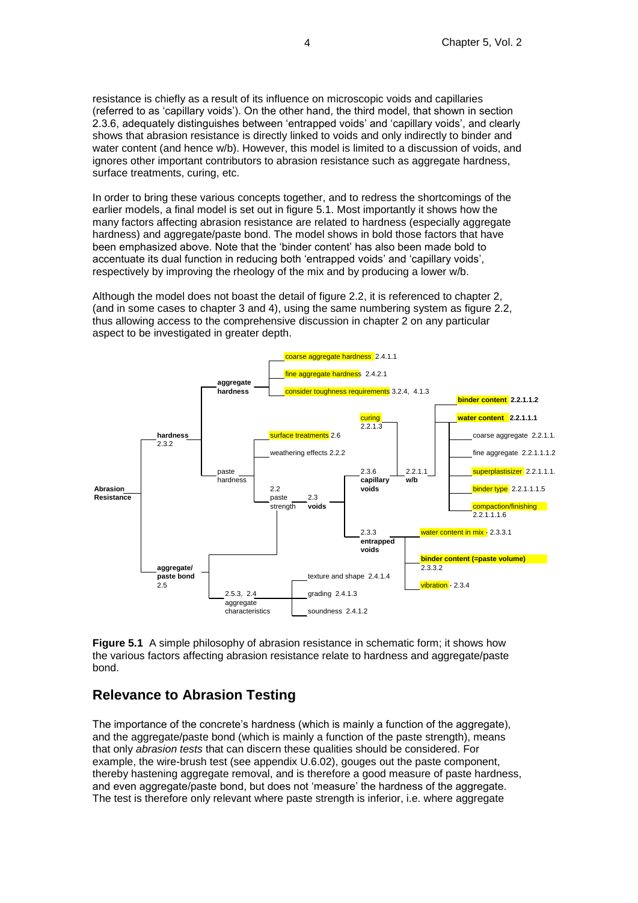resistance is chiefly as a result of its influence on microscopic voids and capillaries (referred to as 'capillary voids'). On the other hand, the third model, that shown in section 2.3.6, adequately distinguishes between 'entrapped voids' and 'capillary voids', and clearly shows that abrasion resistance is directly linked to voids and only indirectly to binder and water content (and hence w/b). However, this model is limited to a discussion of voids, and ignores other important contributors to abrasion resistance such as aggregate hardness, surface treatments, curing, etc.

In order to bring these various concepts together, and to redress the shortcomings of the earlier models, a final model is set out in figure 5.1. Most importantly it shows how the many factors affecting abrasion resistance are related to hardness (especially aggregate hardness) and aggregate/paste bond. The model shows in bold those factors that have been emphasized above. Note that the 'binder content' has also been made bold to accentuate its dual function in reducing both 'entrapped voids' and 'capillary voids', respectively by improving the rheology of the mix and by producing a lower w/b.

Although the model does not boast the detail of figure 2.2, it is referenced to chapter 2, (and in some cases to chapter 3 and 4), using the same numbering system as figure 2.2, thus allowing access to the comprehensive discussion in chapter 2 on any particular aspect to be investigated in greater depth.

**Abrasion Resistance**

**hardness** 2.3.2

**aggregate hardness**

coarse aggregate hardness 2.4.1.1

fine aggregate hardness 2.4.2.1

consider toughness requirements 3.2.4, 4.1.3

paste hardness

surface treatments 2.6

weathering effects 2.2.2

2.2 paste strength

2.3 **voids**

2.3.6 **capillary voids**

curing 2.2.1.3

2.2.1.1 **w/b**

**binder content** **2.2.1.1.2**

**water content** **2.2.1.1.1**

coarse aggregate 2.2.1.

fine aggregate 2.2.1.1.1.2

superplastisizer 2.2.1.1.1.

binder type 2.2.1.1.1.5

compaction/finishing 2.2.1.1.1.6

2.3.3 **entrapped voids**

water content in mix - 2.3.3.1

**binder content (=paste volume)** 2.3.3.2

vibration - 2.3.4

**aggregate/ paste bond** 2.5

2.5.3, 2.4 aggregate characteristics

texture and shape 2.4.1.4

grading 2.4.1.3

soundness 2.4.1.2

**Figure 5.1** A simple philosophy of abrasion resistance in schematic form; it shows how the various factors affecting abrasion resistance relate to hardness and aggregate/paste bond.

## Relevance to Abrasion Testing

The importance of the concrete's hardness (which is mainly a function of the aggregate), and the aggregate/paste bond (which is mainly a function of the paste strength), means that only *abrasion tests* that can discern these qualities should be considered. For example, the wire-brush test (see appendix U.6.02), gouges out the paste component, thereby hastening aggregate removal, and is therefore a good measure of paste hardness, and even aggregate/paste bond, but does not 'measure' the hardness of the aggregate. The test is therefore only relevant where paste strength is inferior, i.e. where aggregate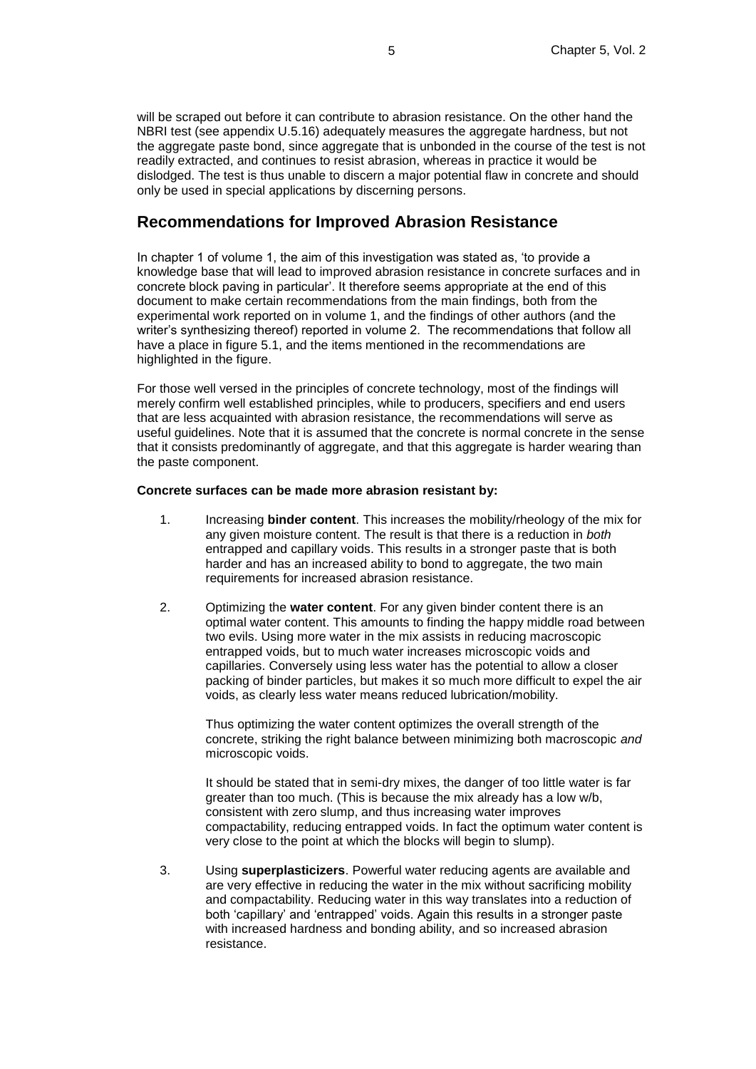will be scraped out before it can contribute to abrasion resistance. On the other hand the NBRI test (see appendix U.5.16) adequately measures the aggregate hardness, but not the aggregate paste bond, since aggregate that is unbonded in the course of the test is not readily extracted, and continues to resist abrasion, whereas in practice it would be dislodged. The test is thus unable to discern a major potential flaw in concrete and should only be used in special applications by discerning persons.

## Recommendations for Improved Abrasion Resistance

In chapter 1 of volume 1, the aim of this investigation was stated as, 'to provide a knowledge base that will lead to improved abrasion resistance in concrete surfaces and in concrete block paving in particular'. It therefore seems appropriate at the end of this document to make certain recommendations from the main findings, both from the experimental work reported on in volume 1, and the findings of other authors (and the writer's synthesizing thereof) reported in volume 2. The recommendations that follow all have a place in figure 5.1, and the items mentioned in the recommendations are highlighted in the figure.

For those well versed in the principles of concrete technology, most of the findings will merely confirm well established principles, while to producers, specifiers and end users that are less acquainted with abrasion resistance, the recommendations will serve as useful guidelines. Note that it is assumed that the concrete is normal concrete in the sense that it consists predominantly of aggregate, and that this aggregate is harder wearing than the paste component.

**Concrete surfaces can be made more abrasion resistant by:**

1. Increasing **binder content**. This increases the mobility/rheology of the mix for any given moisture content. The result is that there is a reduction in *both* entrapped and capillary voids. This results in a stronger paste that is both harder and has an increased ability to bond to aggregate, the two main requirements for increased abrasion resistance.

2. Optimizing the **water content**. For any given binder content there is an optimal water content. This amounts to finding the happy middle road between two evils. Using more water in the mix assists in reducing macroscopic entrapped voids, but to much water increases microscopic voids and capillaries. Conversely using less water has the potential to allow a closer packing of binder particles, but makes it so much more difficult to expel the air voids, as clearly less water means reduced lubrication/mobility.

   Thus optimizing the water content optimizes the overall strength of the concrete, striking the right balance between minimizing both macroscopic *and* microscopic voids.

   It should be stated that in semi-dry mixes, the danger of too little water is far greater than too much. (This is because the mix already has a low w/b, consistent with zero slump, and thus increasing water improves compactability, reducing entrapped voids. In fact the optimum water content is very close to the point at which the blocks will begin to slump).

3. Using **superplasticizers**. Powerful water reducing agents are available and are very effective in reducing the water in the mix without sacrificing mobility and compactability. Reducing water in this way translates into a reduction of both 'capillary' and 'entrapped' voids. Again this results in a stronger paste with increased hardness and bonding ability, and so increased abrasion resistance.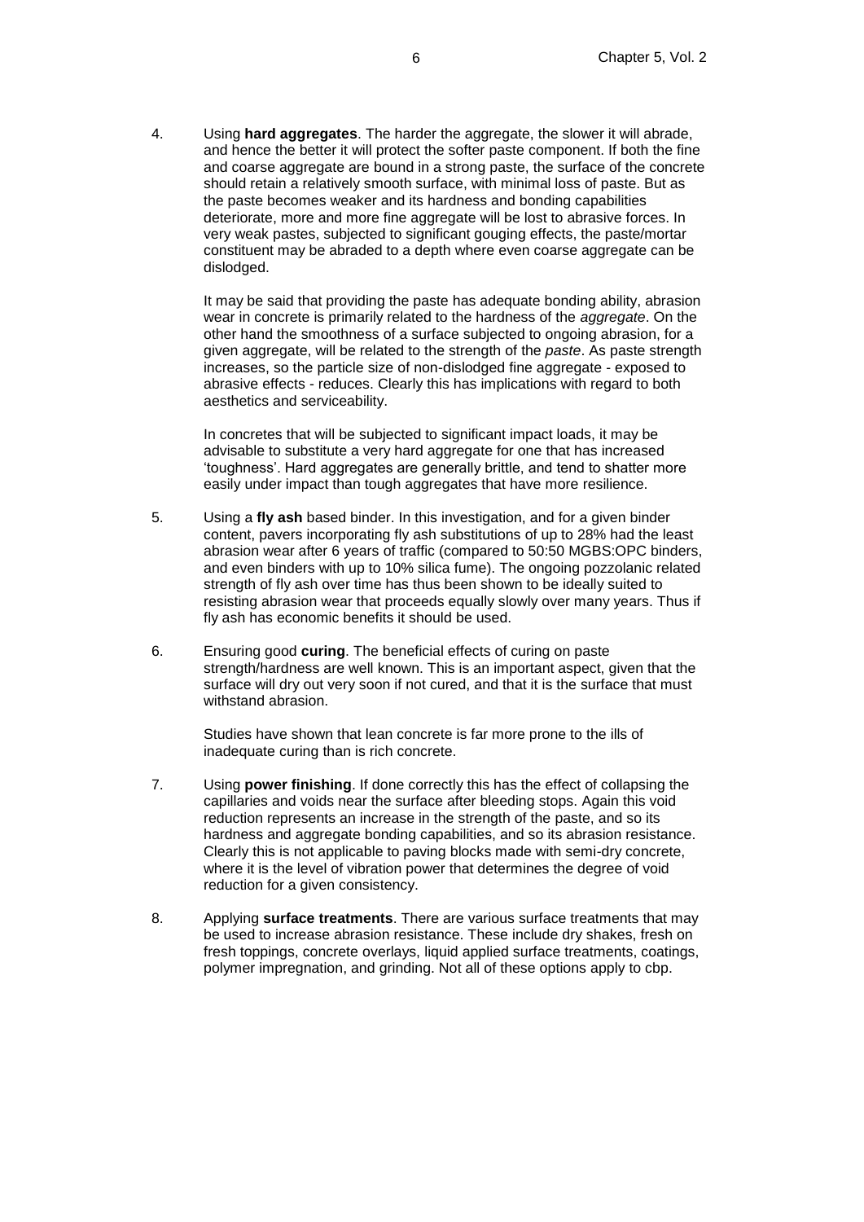4. Using **hard aggregates**. The harder the aggregate, the slower it will abrade, and hence the better it will protect the softer paste component. If both the fine and coarse aggregate are bound in a strong paste, the surface of the concrete should retain a relatively smooth surface, with minimal loss of paste. But as the paste becomes weaker and its hardness and bonding capabilities deteriorate, more and more fine aggregate will be lost to abrasive forces. In very weak pastes, subjected to significant gouging effects, the paste/mortar constituent may be abraded to a depth where even coarse aggregate can be dislodged.

   It may be said that providing the paste has adequate bonding ability, abrasion wear in concrete is primarily related to the hardness of the *aggregate*. On the other hand the smoothness of a surface subjected to ongoing abrasion, for a given aggregate, will be related to the strength of the *paste*. As paste strength increases, so the particle size of non-dislodged fine aggregate - exposed to abrasive effects - reduces. Clearly this has implications with regard to both aesthetics and serviceability.

   In concretes that will be subjected to significant impact loads, it may be advisable to substitute a very hard aggregate for one that has increased 'toughness'. Hard aggregates are generally brittle, and tend to shatter more easily under impact than tough aggregates that have more resilience.

5. Using a **fly ash** based binder. In this investigation, and for a given binder content, pavers incorporating fly ash substitutions of up to 28% had the least abrasion wear after 6 years of traffic (compared to 50:50 MGBS:OPC binders, and even binders with up to 10% silica fume). The ongoing pozzolanic related strength of fly ash over time has thus been shown to be ideally suited to resisting abrasion wear that proceeds equally slowly over many years. Thus if fly ash has economic benefits it should be used.

6. Ensuring good **curing**. The beneficial effects of curing on paste strength/hardness are well known. This is an important aspect, given that the surface will dry out very soon if not cured, and that it is the surface that must withstand abrasion.

   Studies have shown that lean concrete is far more prone to the ills of inadequate curing than is rich concrete.

7. Using **power finishing**. If done correctly this has the effect of collapsing the capillaries and voids near the surface after bleeding stops. Again this void reduction represents an increase in the strength of the paste, and so its hardness and aggregate bonding capabilities, and so its abrasion resistance. Clearly this is not applicable to paving blocks made with semi-dry concrete, where it is the level of vibration power that determines the degree of void reduction for a given consistency.

8. Applying **surface treatments**. There are various surface treatments that may be used to increase abrasion resistance. These include dry shakes, fresh on fresh toppings, concrete overlays, liquid applied surface treatments, coatings, polymer impregnation, and grinding. Not all of these options apply to cbp.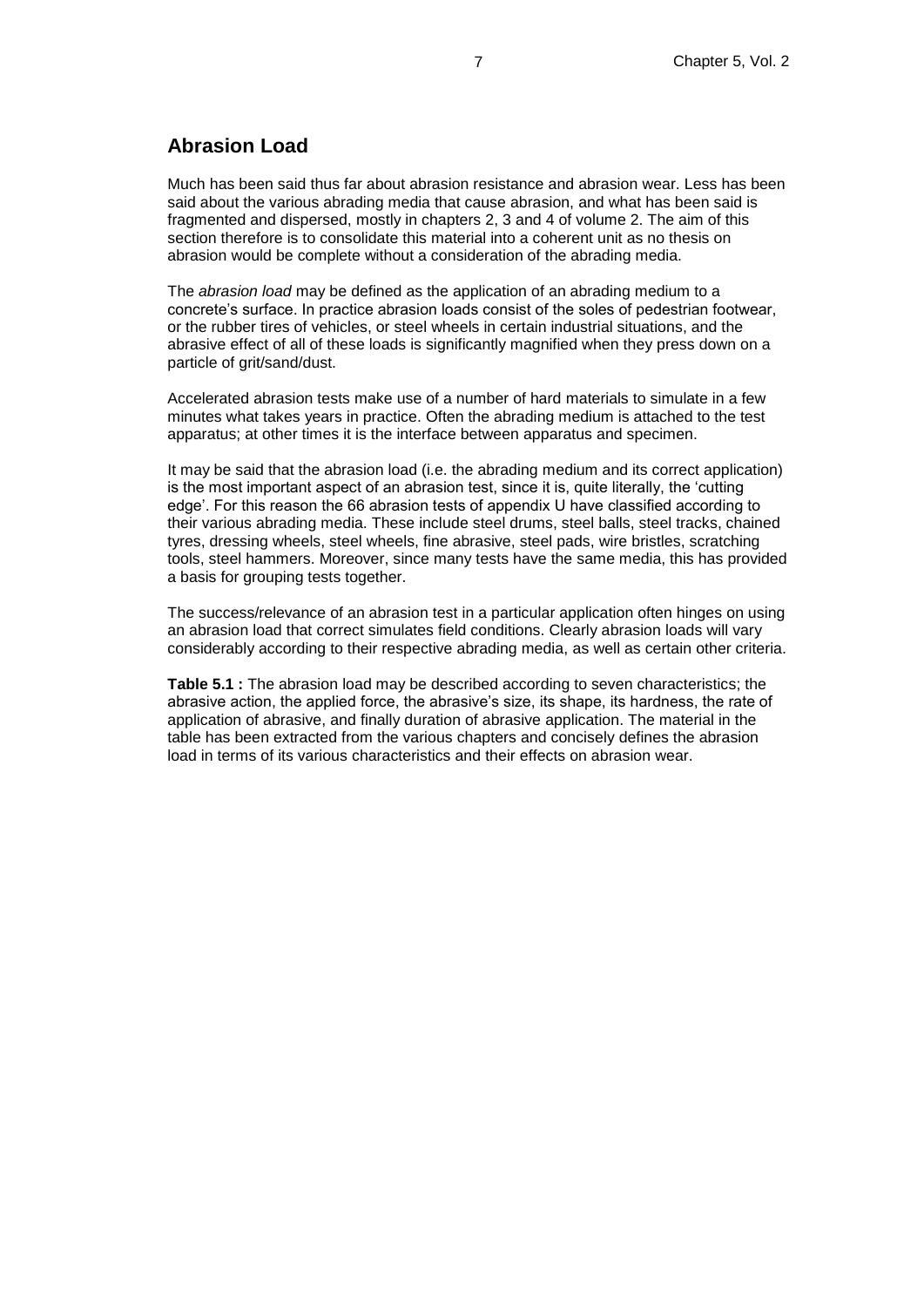## Abrasion Load

Much has been said thus far about abrasion resistance and abrasion wear. Less has been said about the various abrading media that cause abrasion, and what has been said is fragmented and dispersed, mostly in chapters 2, 3 and 4 of volume 2. The aim of this section therefore is to consolidate this material into a coherent unit as no thesis on abrasion would be complete without a consideration of the abrading media.

The *abrasion load* may be defined as the application of an abrading medium to a concrete's surface. In practice abrasion loads consist of the soles of pedestrian footwear, or the rubber tires of vehicles, or steel wheels in certain industrial situations, and the abrasive effect of all of these loads is significantly magnified when they press down on a particle of grit/sand/dust.

Accelerated abrasion tests make use of a number of hard materials to simulate in a few minutes what takes years in practice. Often the abrading medium is attached to the test apparatus; at other times it is the interface between apparatus and specimen.

It may be said that the abrasion load (i.e. the abrading medium and its correct application) is the most important aspect of an abrasion test, since it is, quite literally, the 'cutting edge'. For this reason the 66 abrasion tests of appendix U have classified according to their various abrading media. These include steel drums, steel balls, steel tracks, chained tyres, dressing wheels, steel wheels, fine abrasive, steel pads, wire bristles, scratching tools, steel hammers. Moreover, since many tests have the same media, this has provided a basis for grouping tests together.

The success/relevance of an abrasion test in a particular application often hinges on using an abrasion load that correct simulates field conditions. Clearly abrasion loads will vary considerably according to their respective abrading media, as well as certain other criteria.

**Table 5.1 :** The abrasion load may be described according to seven characteristics; the abrasive action, the applied force, the abrasive's size, its shape, its hardness, the rate of application of abrasive, and finally duration of abrasive application. The material in the table has been extracted from the various chapters and concisely defines the abrasion load in terms of its various characteristics and their effects on abrasion wear.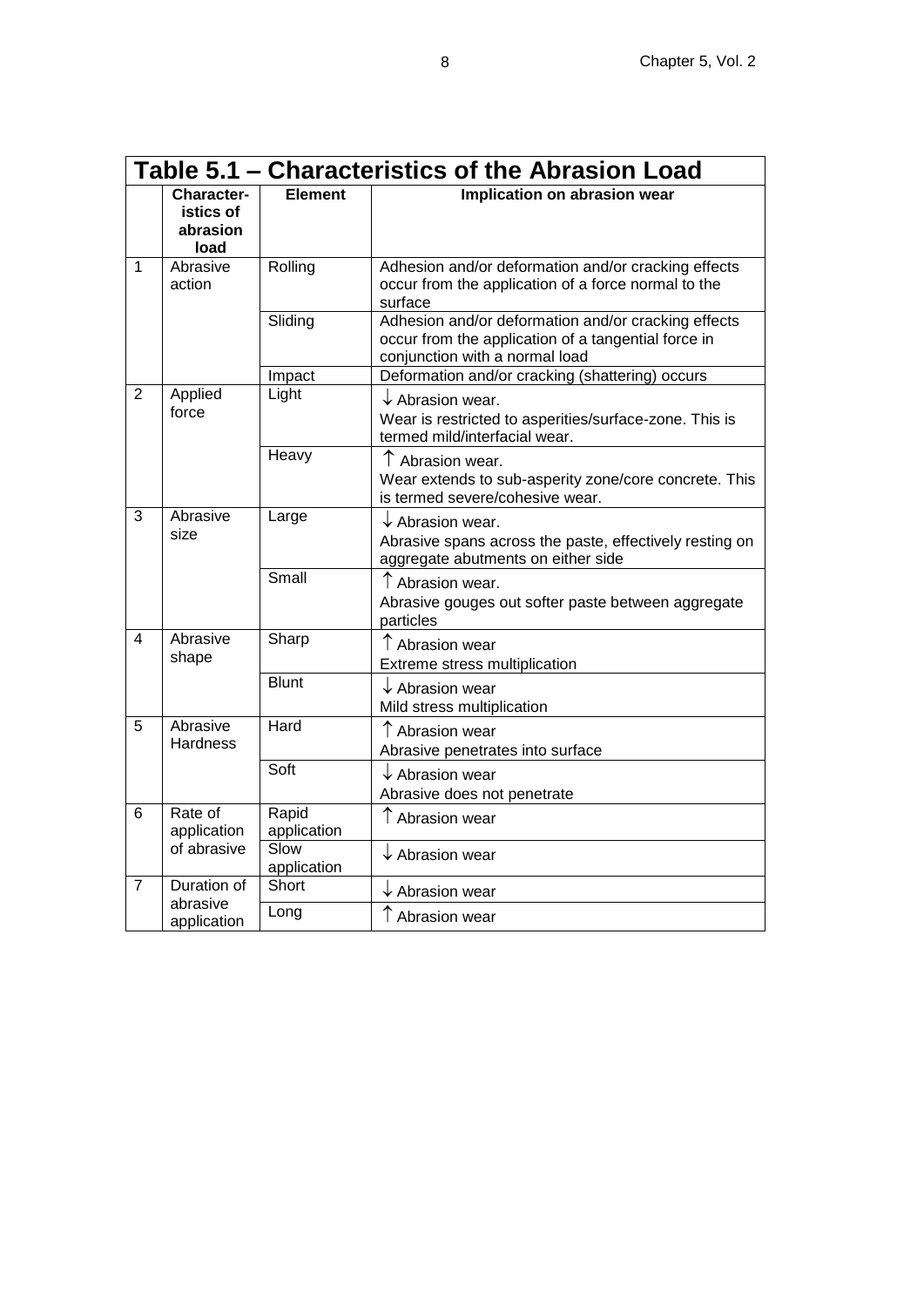## Table 5.1 – Characteristics of the Abrasion Load

| | Characteristics of abrasion load | Element | Implication on abrasion wear |
|---|---|---|---|
| 1 | Abrasive action | Rolling | Adhesion and/or deformation and/or cracking effects occur from the application of a force normal to the surface |
| | | Sliding | Adhesion and/or deformation and/or cracking effects occur from the application of a tangential force in conjunction with a normal load |
| | | Impact | Deformation and/or cracking (shattering) occurs |
| 2 | Applied force | Light | ↓ Abrasion wear. Wear is restricted to asperities/surface-zone. This is termed mild/interfacial wear. |
| | | Heavy | ↑ Abrasion wear. Wear extends to sub-asperity zone/core concrete. This is termed severe/cohesive wear. |
| 3 | Abrasive size | Large | ↓ Abrasion wear. Abrasive spans across the paste, effectively resting on aggregate abutments on either side |
| | | Small | ↑ Abrasion wear. Abrasive gouges out softer paste between aggregate particles |
| 4 | Abrasive shape | Sharp | ↑ Abrasion wear Extreme stress multiplication |
| | | Blunt | ↓ Abrasion wear Mild stress multiplication |
| 5 | Abrasive Hardness | Hard | ↑ Abrasion wear Abrasive penetrates into surface |
| | | Soft | ↓ Abrasion wear Abrasive does not penetrate |
| 6 | Rate of application of abrasive | Rapid application | ↑ Abrasion wear |
| | | Slow application | ↓ Abrasion wear |
| 7 | Duration of abrasive application | Short | ↓ Abrasion wear |
| | | Long | ↑ Abrasion wear |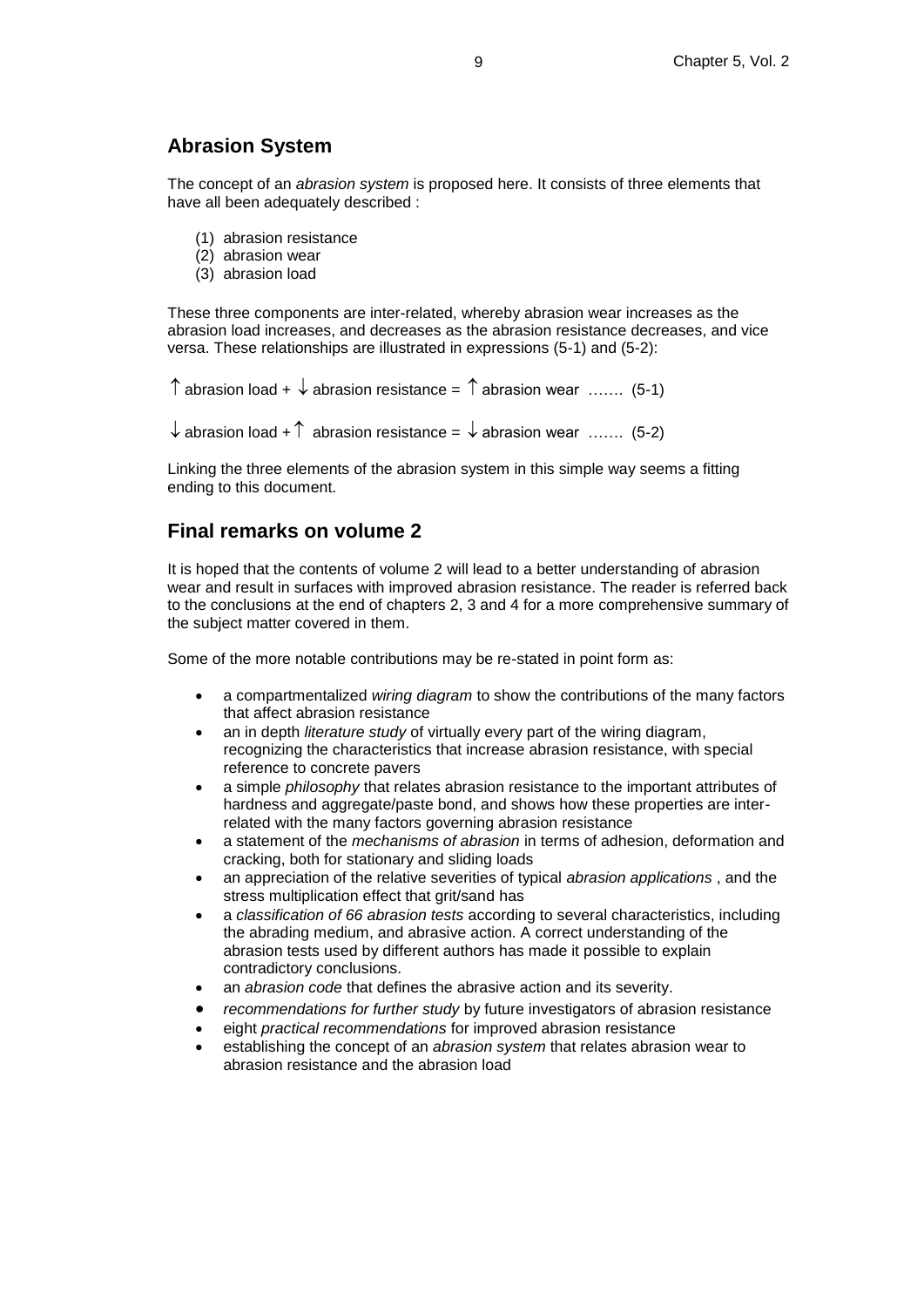## Abrasion System

The concept of an *abrasion system* is proposed here. It consists of three elements that have all been adequately described :

(1) abrasion resistance
(2) abrasion wear
(3) abrasion load

These three components are inter-related, whereby abrasion wear increases as the abrasion load increases, and decreases as the abrasion resistance decreases, and vice versa. These relationships are illustrated in expressions (5-1) and (5-2):

$\uparrow$ abrasion load + $\downarrow$ abrasion resistance = $\uparrow$ abrasion wear ……. (5-1)

$\downarrow$ abrasion load + $\uparrow$ abrasion resistance = $\downarrow$ abrasion wear ……. (5-2)

Linking the three elements of the abrasion system in this simple way seems a fitting ending to this document.

## Final remarks on volume 2

It is hoped that the contents of volume 2 will lead to a better understanding of abrasion wear and result in surfaces with improved abrasion resistance. The reader is referred back to the conclusions at the end of chapters 2, 3 and 4 for a more comprehensive summary of the subject matter covered in them.

Some of the more notable contributions may be re-stated in point form as:

- a compartmentalized *wiring diagram* to show the contributions of the many factors that affect abrasion resistance
- an in depth *literature study* of virtually every part of the wiring diagram, recognizing the characteristics that increase abrasion resistance, with special reference to concrete pavers
- a simple *philosophy* that relates abrasion resistance to the important attributes of hardness and aggregate/paste bond, and shows how these properties are inter-related with the many factors governing abrasion resistance
- a statement of the *mechanisms of abrasion* in terms of adhesion, deformation and cracking, both for stationary and sliding loads
- an appreciation of the relative severities of typical *abrasion applications* , and the stress multiplication effect that grit/sand has
- a *classification of 66 abrasion tests* according to several characteristics, including the abrading medium, and abrasive action. A correct understanding of the abrasion tests used by different authors has made it possible to explain contradictory conclusions.
- an *abrasion code* that defines the abrasive action and its severity.
- *recommendations for further study* by future investigators of abrasion resistance
- eight *practical recommendations* for improved abrasion resistance
- establishing the concept of an *abrasion system* that relates abrasion wear to abrasion resistance and the abrasion load